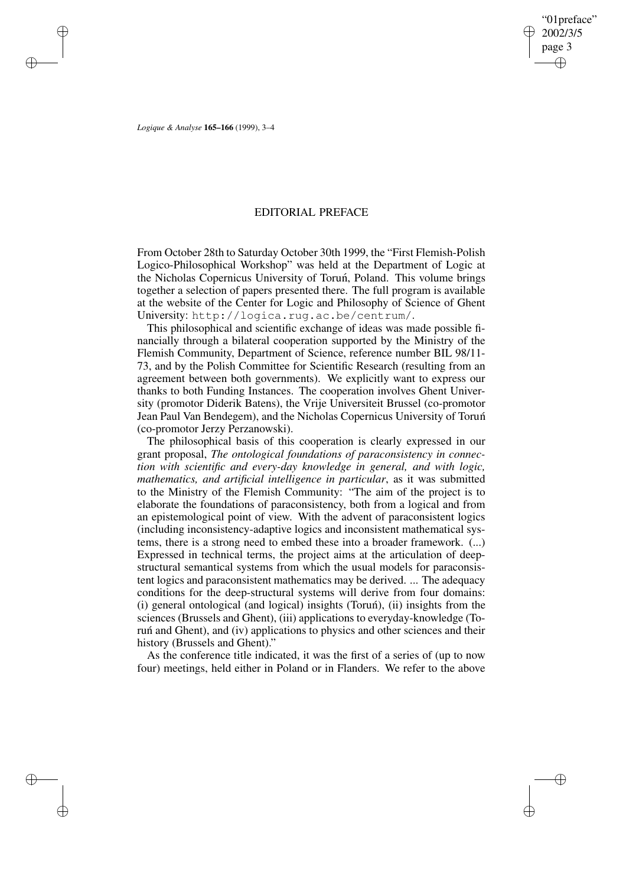# EDITORIAL PREFACE

From October 28th to Saturday October 30th 1999, the "First Flemish-Polish Logico-Philosophical Workshop" was held at the Department of Logic at the Nicholas Copernicus University of Toruń, Poland. This volume brings together a selection of papers presented there. The full program is available at the website of the Center for Logic and Philosophy of Science of Ghent University: http://logica.rug.ac.be/centrum/.

This philosophical and scientific exchange of ideas was made possible financially through a bilateral cooperation supported by the Ministry of the Flemish Community, Department of Science, reference number BIL 98/11-73, and by the Polish Committee for Scientific Research (resulting from an agreement between both governments). We explicitly want to express our thanks to both Funding Instances. The cooperation involves Ghent University (promotor Diderik Batens), the Vrije Universiteit Brussel (co-promotor Jean Paul Van Bendegem), and the Nicholas Copernicus University of Toruń (co-promotor Jerzy Perzanowski).

The philosophical basis of this cooperation is clearly expressed in our grant proposal, *The ontological foundations of paraconsistency in connection with scientific and every-day knowledge in general, and with logic, mathematics, and artificial intelligence in particular*, as it was submitted to the Ministry of the Flemish Community: "The aim of the project is to elaborate the foundations of paraconsistency, both from a logical and from an epistemological point of view. With the advent of paraconsistent logics (including inconsistency-adaptive logics and inconsistent mathematical systems, there is a strong need to embed these into a broader framework. (...) Expressed in technical terms, the project aims at the articulation of deep-structural semantical systems from which the usual models for paraconsistent logics and paraconsistent mathematics may be derived. ... The adequacy conditions for the deep-structural systems will derive from four domains: (i) general ontological (and logical) insights (Toruń), (ii) insights from the sciences (Brussels and Ghent), (iii) applications to everyday-knowledge (Toruń and Ghent), and (iv) applications to physics and other sciences and their history (Brussels and Ghent)."

As the conference title indicated, it was the first of a series of (up to now four) meetings, held either in Poland or in Flanders. We refer to the above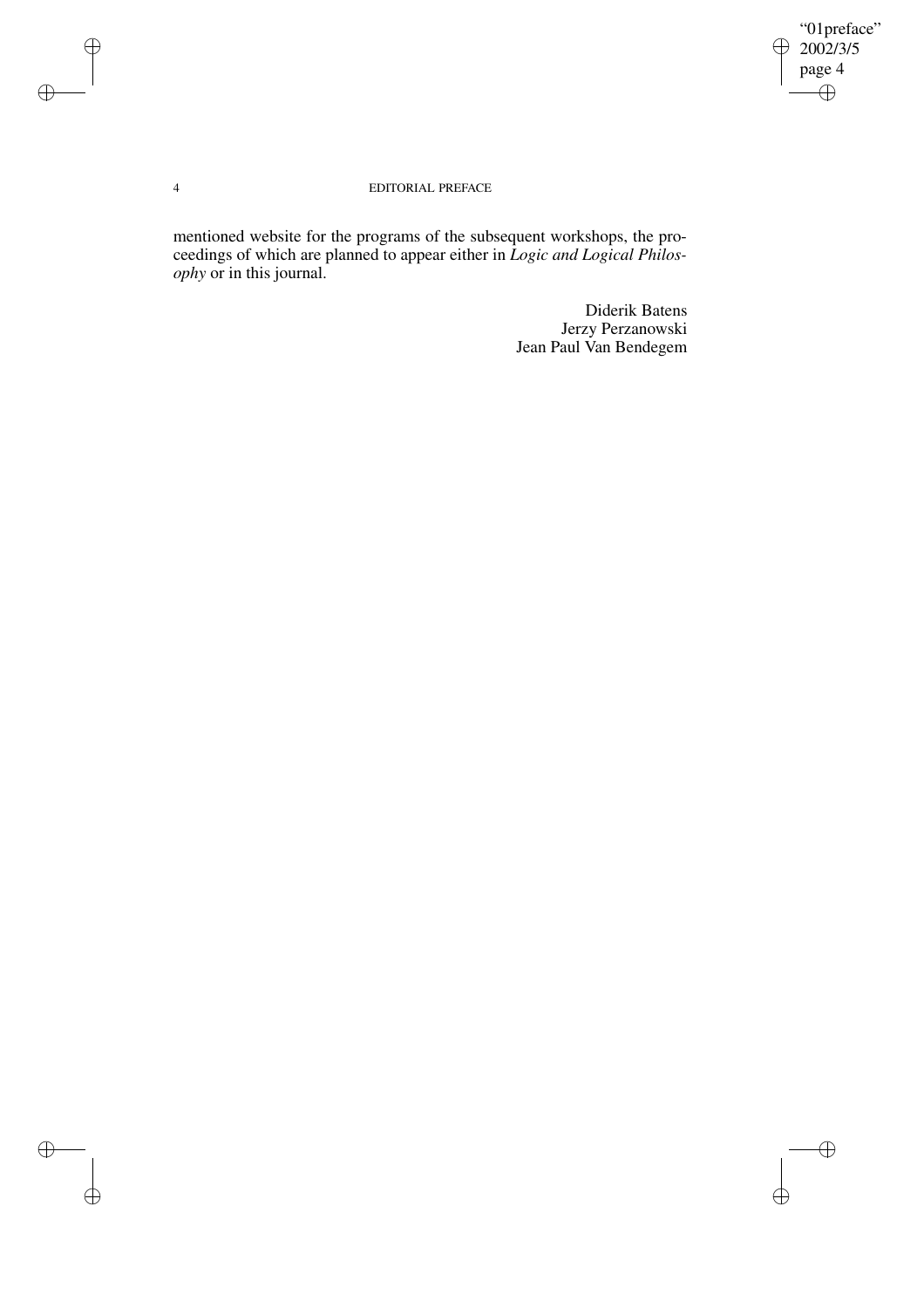mentioned website for the programs of the subsequent workshops, the proceedings of which are planned to appear either in *Logic and Logical Philosophy* or in this journal.

Diderik Batens
Jerzy Perzanowski
Jean Paul Van Bendegem